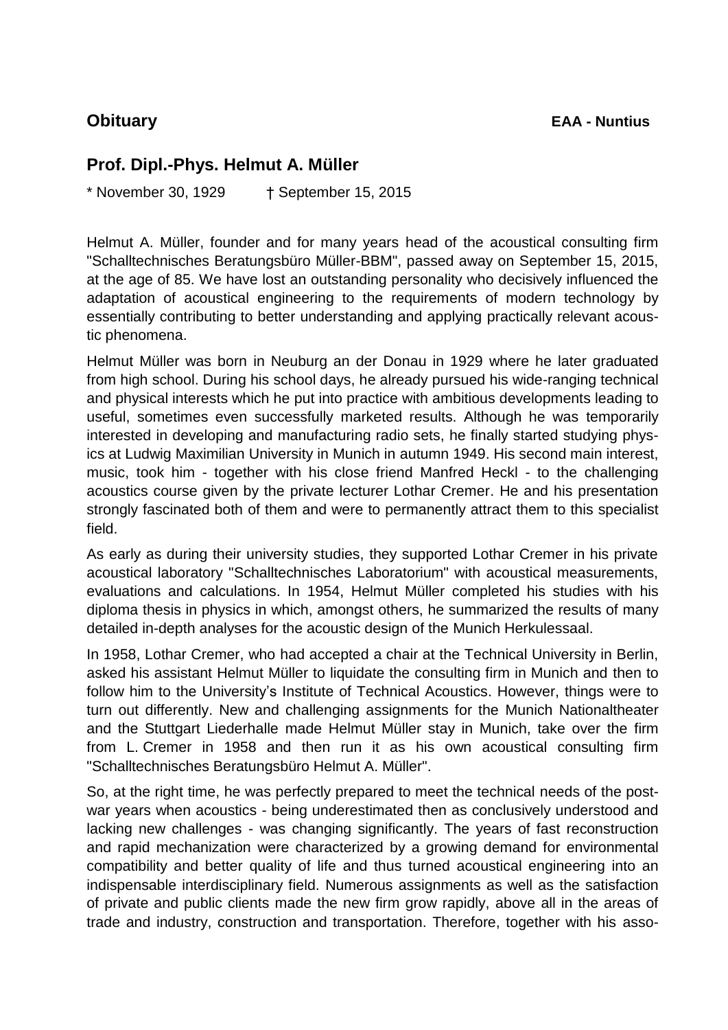**Obituary** **EAA - Nuntius**

## Prof. Dipl.-Phys. Helmut A. Müller

* November 30, 1929 † September 15, 2015

Helmut A. Müller, founder and for many years head of the acoustical consulting firm "Schalltechnisches Beratungsbüro Müller-BBM", passed away on September 15, 2015, at the age of 85. We have lost an outstanding personality who decisively influenced the adaptation of acoustical engineering to the requirements of modern technology by essentially contributing to better understanding and applying practically relevant acoustic phenomena.

Helmut Müller was born in Neuburg an der Donau in 1929 where he later graduated from high school. During his school days, he already pursued his wide-ranging technical and physical interests which he put into practice with ambitious developments leading to useful, sometimes even successfully marketed results. Although he was temporarily interested in developing and manufacturing radio sets, he finally started studying physics at Ludwig Maximilian University in Munich in autumn 1949. His second main interest, music, took him - together with his close friend Manfred Heckl - to the challenging acoustics course given by the private lecturer Lothar Cremer. He and his presentation strongly fascinated both of them and were to permanently attract them to this specialist field.

As early as during their university studies, they supported Lothar Cremer in his private acoustical laboratory "Schalltechnisches Laboratorium" with acoustical measurements, evaluations and calculations. In 1954, Helmut Müller completed his studies with his diploma thesis in physics in which, amongst others, he summarized the results of many detailed in-depth analyses for the acoustic design of the Munich Herkulessaal.

In 1958, Lothar Cremer, who had accepted a chair at the Technical University in Berlin, asked his assistant Helmut Müller to liquidate the consulting firm in Munich and then to follow him to the University's Institute of Technical Acoustics. However, things were to turn out differently. New and challenging assignments for the Munich Nationaltheater and the Stuttgart Liederhalle made Helmut Müller stay in Munich, take over the firm from L. Cremer in 1958 and then run it as his own acoustical consulting firm "Schalltechnisches Beratungsbüro Helmut A. Müller".

So, at the right time, he was perfectly prepared to meet the technical needs of the post-war years when acoustics - being underestimated then as conclusively understood and lacking new challenges - was changing significantly. The years of fast reconstruction and rapid mechanization were characterized by a growing demand for environmental compatibility and better quality of life and thus turned acoustical engineering into an indispensable interdisciplinary field. Numerous assignments as well as the satisfaction of private and public clients made the new firm grow rapidly, above all in the areas of trade and industry, construction and transportation. Therefore, together with his asso-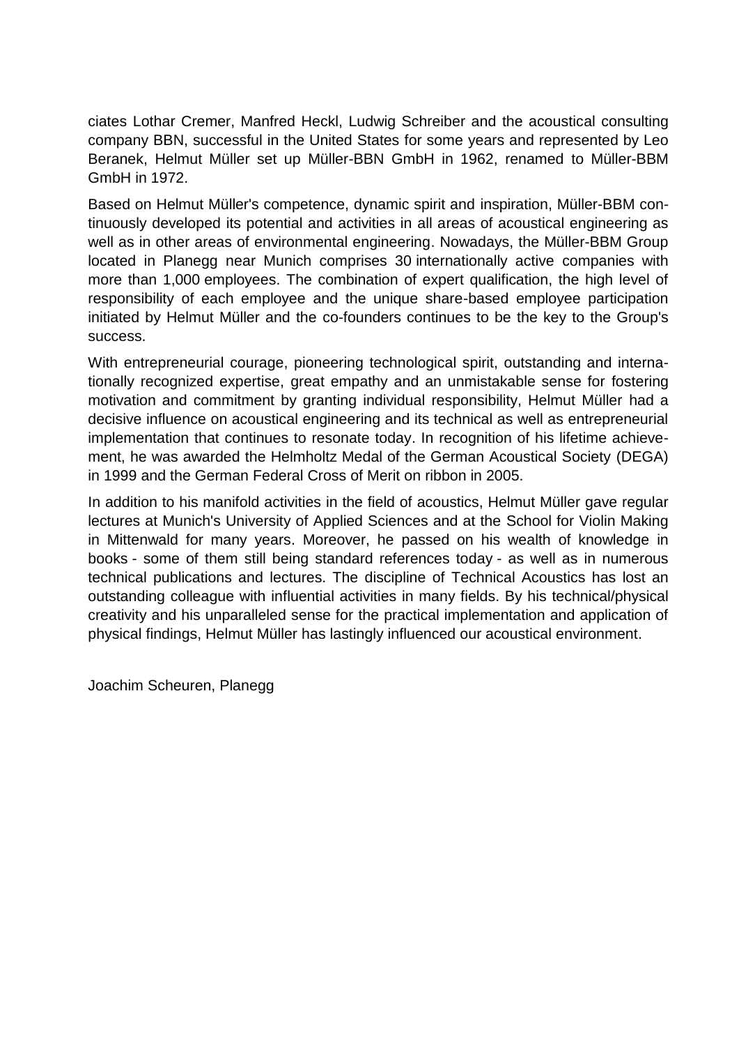ciates Lothar Cremer, Manfred Heckl, Ludwig Schreiber and the acoustical consulting company BBN, successful in the United States for some years and represented by Leo Beranek, Helmut Müller set up Müller-BBN GmbH in 1962, renamed to Müller-BBM GmbH in 1972.

Based on Helmut Müller's competence, dynamic spirit and inspiration, Müller-BBM continuously developed its potential and activities in all areas of acoustical engineering as well as in other areas of environmental engineering. Nowadays, the Müller-BBM Group located in Planegg near Munich comprises 30 internationally active companies with more than 1,000 employees. The combination of expert qualification, the high level of responsibility of each employee and the unique share-based employee participation initiated by Helmut Müller and the co-founders continues to be the key to the Group's success.

With entrepreneurial courage, pioneering technological spirit, outstanding and internationally recognized expertise, great empathy and an unmistakable sense for fostering motivation and commitment by granting individual responsibility, Helmut Müller had a decisive influence on acoustical engineering and its technical as well as entrepreneurial implementation that continues to resonate today. In recognition of his lifetime achievement, he was awarded the Helmholtz Medal of the German Acoustical Society (DEGA) in 1999 and the German Federal Cross of Merit on ribbon in 2005.

In addition to his manifold activities in the field of acoustics, Helmut Müller gave regular lectures at Munich's University of Applied Sciences and at the School for Violin Making in Mittenwald for many years. Moreover, he passed on his wealth of knowledge in books - some of them still being standard references today - as well as in numerous technical publications and lectures. The discipline of Technical Acoustics has lost an outstanding colleague with influential activities in many fields. By his technical/physical creativity and his unparalleled sense for the practical implementation and application of physical findings, Helmut Müller has lastingly influenced our acoustical environment.

Joachim Scheuren, Planegg